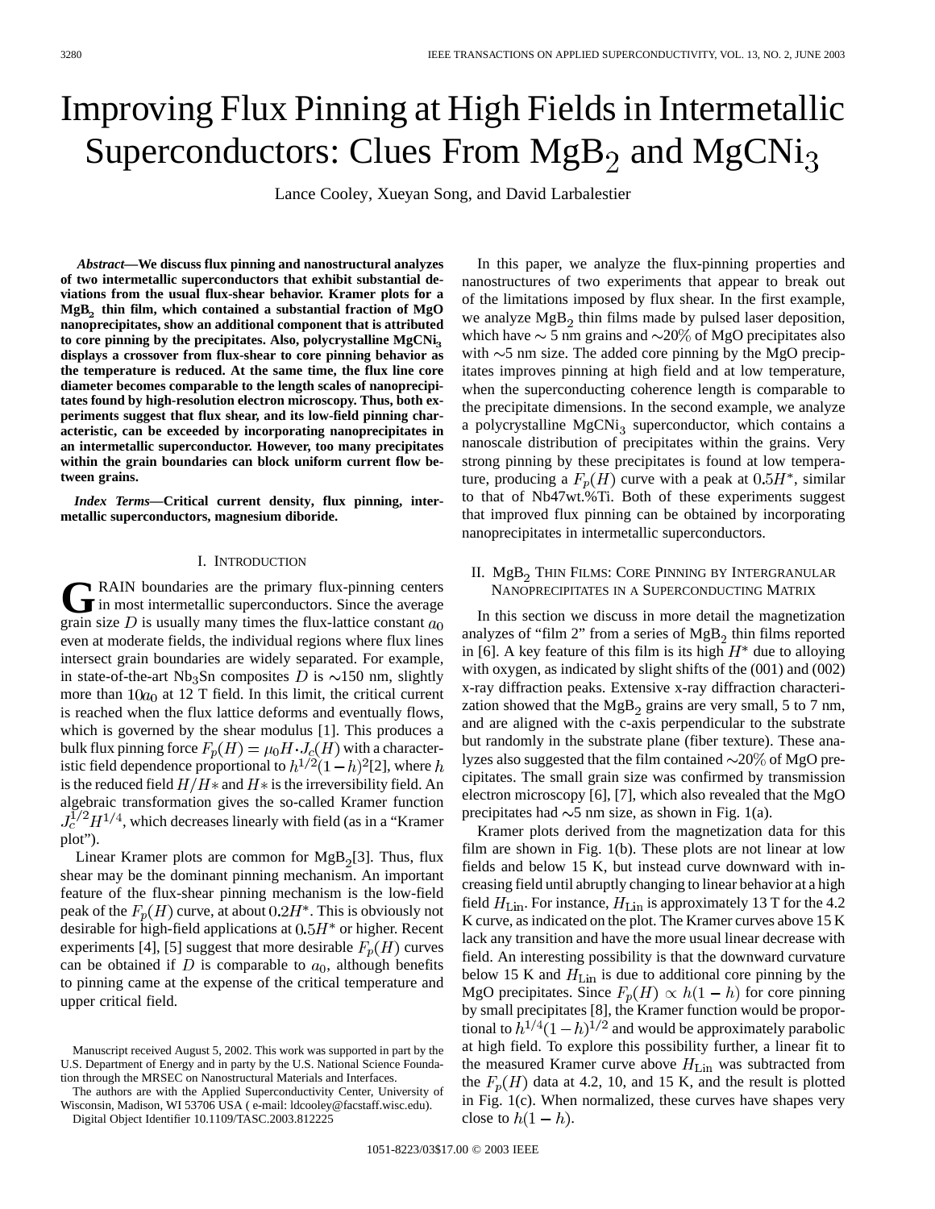# Improving Flux Pinning at High Fields in Intermetallic Superconductors: Clues From $MgB_2$ and $MgCNi_3$

Lance Cooley, Xueyan Song, and David Larbalestier

***Abstract*****—We discuss flux pinning and nanostructural analyzes of two intermetallic superconductors that exhibit substantial deviations from the usual flux-shear behavior. Kramer plots for a $MgB_2$ thin film, which contained a substantial fraction of MgO nanoprecipitates, show an additional component that is attributed to core pinning by the precipitates. Also, polycrystalline $MgCNi_3$ displays a crossover from flux-shear to core pinning behavior as the temperature is reduced. At the same time, the flux line core diameter becomes comparable to the length scales of nanoprecipitates found by high-resolution electron microscopy. Thus, both experiments suggest that flux shear, and its low-field pinning characteristic, can be exceeded by incorporating nanoprecipitates in an intermetallic superconductor. However, too many precipitates within the grain boundaries can block uniform current flow between grains.**

***Index Terms*****—Critical current density, flux pinning, intermetallic superconductors, magnesium diboride.**

## I. Introduction

GRAIN boundaries are the primary flux-pinning centers in most intermetallic superconductors. Since the average grain size $D$ is usually many times the flux-lattice constant $a_0$ even at moderate fields, the individual regions where flux lines intersect grain boundaries are widely separated. For example, in state-of-the-art $Nb_3Sn$ composites $D$ is $\sim$150 nm, slightly more than $10a_0$ at 12 T field. In this limit, the critical current is reached when the flux lattice deforms and eventually flows, which is governed by the shear modulus [1]. This produces a bulk flux pinning force $F_p(H) = \mu_0 H \cdot J_c(H)$ with a characteristic field dependence proportional to $h^{1/2}(1-h)^2$[2], where $h$ is the reduced field $H/H*$ and $H*$ is the irreversibility field. An algebraic transformation gives the so-called Kramer function $J_c^{1/2}H^{1/4}$, which decreases linearly with field (as in a "Kramer plot").

Linear Kramer plots are common for $MgB_2$[3]. Thus, flux shear may be the dominant pinning mechanism. An important feature of the flux-shear pinning mechanism is the low-field peak of the $F_p(H)$ curve, at about $0.2H^*$. This is obviously not desirable for high-field applications at $0.5H^*$ or higher. Recent experiments [4], [5] suggest that more desirable $F_p(H)$ curves can be obtained if $D$ is comparable to $a_0$, although benefits to pinning came at the expense of the critical temperature and upper critical field.

Manuscript received August 5, 2002. This work was supported in part by the U.S. Department of Energy and in party by the U.S. National Science Foundation through the MRSEC on Nanostructural Materials and Interfaces.

The authors are with the Applied Superconductivity Center, University of Wisconsin, Madison, WI 53706 USA ( e-mail: ldcooley@facstaff.wisc.edu).

Digital Object Identifier 10.1109/TASC.2003.812225

In this paper, we analyze the flux-pinning properties and nanostructures of two experiments that appear to break out of the limitations imposed by flux shear. In the first example, we analyze $MgB_2$ thin films made by pulsed laser deposition, which have $\sim$ 5 nm grains and $\sim$20% of MgO precipitates also with $\sim$5 nm size. The added core pinning by the MgO precipitates improves pinning at high field and at low temperature, when the superconducting coherence length is comparable to the precipitate dimensions. In the second example, we analyze a polycrystalline $MgCNi_3$ superconductor, which contains a nanoscale distribution of precipitates within the grains. Very strong pinning by these precipitates is found at low temperature, producing a $F_p(H)$ curve with a peak at $0.5H^*$, similar to that of Nb47wt.%Ti. Both of these experiments suggest that improved flux pinning can be obtained by incorporating nanoprecipitates in intermetallic superconductors.

## II. $MgB_2$ Thin Films: Core Pinning by Intergranular Nanoprecipitates in a Superconducting Matrix

In this section we discuss in more detail the magnetization analyzes of "film 2" from a series of $MgB_2$ thin films reported in [6]. A key feature of this film is its high $H^*$ due to alloying with oxygen, as indicated by slight shifts of the (001) and (002) x-ray diffraction peaks. Extensive x-ray diffraction characterization showed that the $MgB_2$ grains are very small, 5 to 7 nm, and are aligned with the c-axis perpendicular to the substrate but randomly in the substrate plane (fiber texture). These analyzes also suggested that the film contained $\sim$20% of MgO precipitates. The small grain size was confirmed by transmission electron microscopy [6], [7], which also revealed that the MgO precipitates had $\sim$5 nm size, as shown in Fig. 1(a).

Kramer plots derived from the magnetization data for this film are shown in Fig. 1(b). These plots are not linear at low fields and below 15 K, but instead curve downward with increasing field until abruptly changing to linear behavior at a high field $H_{\rm Lin}$. For instance, $H_{\rm Lin}$ is approximately 13 T for the 4.2 K curve, as indicated on the plot. The Kramer curves above 15 K lack any transition and have the more usual linear decrease with field. An interesting possibility is that the downward curvature below 15 K and $H_{\rm Lin}$ is due to additional core pinning by the MgO precipitates. Since $F_p(H) \propto h(1-h)$ for core pinning by small precipitates [8], the Kramer function would be proportional to $h^{1/4}(1-h)^{1/2}$ and would be approximately parabolic at high field. To explore this possibility further, a linear fit to the measured Kramer curve above $H_{\rm Lin}$ was subtracted from the $F_p(H)$ data at 4.2, 10, and 15 K, and the result is plotted in Fig. 1(c). When normalized, these curves have shapes very close to $h(1-h)$.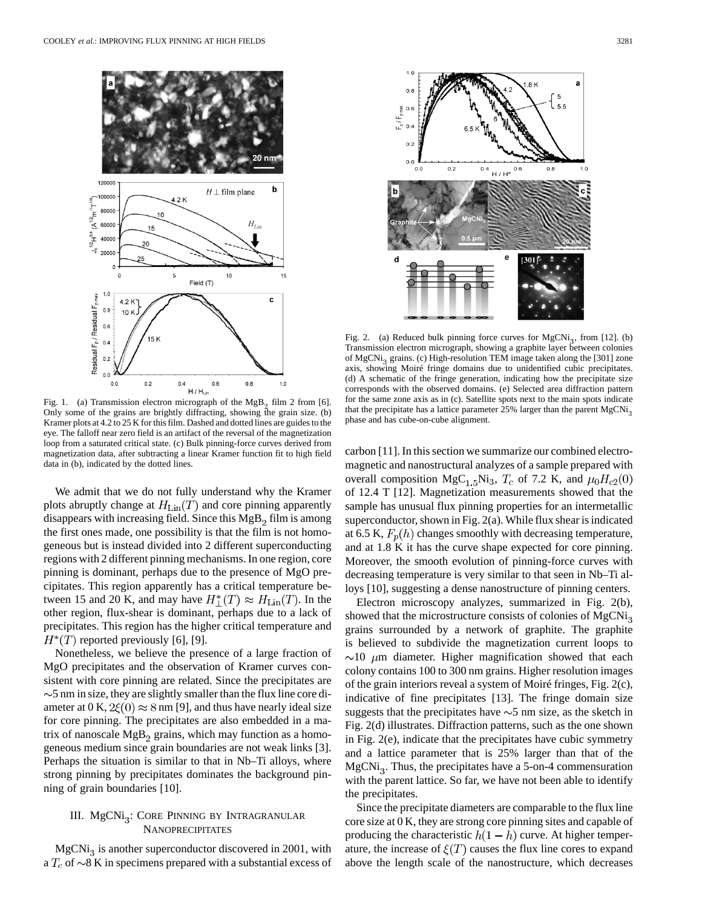Fig. 1. (a) Transmission electron micrograph of the $MgB_2$ film 2 from [6]. Only some of the grains are brightly diffracting, showing the grain size. (b) Kramer plots at 4.2 to 25 K for this film. Dashed and dotted lines are guides to the eye. The falloff near zero field is an artifact of the reversal of the magnetization loop from a saturated critical state. (c) Bulk pinning-force curves derived from magnetization data, after subtracting a linear Kramer function fit to high field data in (b), indicated by the dotted lines.

We admit that we do not fully understand why the Kramer plots abruptly change at $H_{\rm Lin}(T)$ and core pinning apparently disappears with increasing field. Since this $MgB_2$ film is among the first ones made, one possibility is that the film is not homogeneous but is instead divided into 2 different superconducting regions with 2 different pinning mechanisms. In one region, core pinning is dominant, perhaps due to the presence of MgO precipitates. This region apparently has a critical temperature between 15 and 20 K, and may have $H^*_\perp(T) \approx H_{\rm Lin}(T)$. In the other region, flux-shear is dominant, perhaps due to a lack of precipitates. This region has the higher critical temperature and $H^*(T)$ reported previously [6], [9].

Nonetheless, we believe the presence of a large fraction of MgO precipitates and the observation of Kramer curves consistent with core pinning are related. Since the precipitates are ~5 nm in size, they are slightly smaller than the flux line core diameter at 0 K, $2\xi(0) \approx 8$ nm [9], and thus have nearly ideal size for core pinning. The precipitates are also embedded in a matrix of nanoscale $MgB_2$ grains, which may function as a homogeneous medium since grain boundaries are not weak links [3]. Perhaps the situation is similar to that in Nb–Ti alloys, where strong pinning by precipitates dominates the background pinning of grain boundaries [10].

## III. $MgCNi_3$: Core Pinning by Intragranular Nanoprecipitates

$MgCNi_3$ is another superconductor discovered in 2001, with a $T_c$ of ~8 K in specimens prepared with a substantial excess of carbon [11]. In this section we summarize our combined electromagnetic and nanostructural analyzes of a sample prepared with overall composition $MgC_{1.5}Ni_3$, $T_c$ of 7.2 K, and $\mu_0 H_{c2}(0)$ of 12.4 T [12]. Magnetization measurements showed that the sample has unusual flux pinning properties for an intermetallic superconductor, shown in Fig. 2(a). While flux shear is indicated at 6.5 K, $F_p(h)$ changes smoothly with decreasing temperature, and at 1.8 K it has the curve shape expected for core pinning. Moreover, the smooth evolution of pinning-force curves with decreasing temperature is very similar to that seen in Nb–Ti alloys [10], suggesting a dense nanostructure of pinning centers.

Fig. 2. (a) Reduced bulk pinning force curves for $MgCNi_3$, from [12]. (b) Transmission electron micrograph, showing a graphite layer between colonies of $MgCNi_3$ grains. (c) High-resolution TEM image taken along the [301] zone axis, showing Moiré fringe domains due to unidentified cubic precipitates. (d) A schematic of the fringe generation, indicating how the precipitate size corresponds with the observed domains. (e) Selected area diffraction pattern for the same zone axis as in (c). Satellite spots next to the main spots indicate that the precipitate has a lattice parameter 25% larger than the parent $MgCNi_3$ phase and has cube-on-cube alignment.

Electron microscopy analyzes, summarized in Fig. 2(b), showed that the microstructure consists of colonies of $MgCNi_3$ grains surrounded by a network of graphite. The graphite is believed to subdivide the magnetization current loops to ~10 $\mu$m diameter. Higher magnification showed that each colony contains 100 to 300 nm grains. Higher resolution images of the grain interiors reveal a system of Moiré fringes, Fig. 2(c), indicative of fine precipitates [13]. The fringe domain size suggests that the precipitates have ~5 nm size, as the sketch in Fig. 2(d) illustrates. Diffraction patterns, such as the one shown in Fig. 2(e), indicate that the precipitates have cubic symmetry and a lattice parameter that is 25% larger than that of the $MgCNi_3$. Thus, the precipitates have a 5-on-4 commensuration with the parent lattice. So far, we have not been able to identify the precipitates.

Since the precipitate diameters are comparable to the flux line core size at 0 K, they are strong core pinning sites and capable of producing the characteristic $h(1-h)$ curve. At higher temperature, the increase of $\xi(T)$ causes the flux line cores to expand above the length scale of the nanostructure, which decreases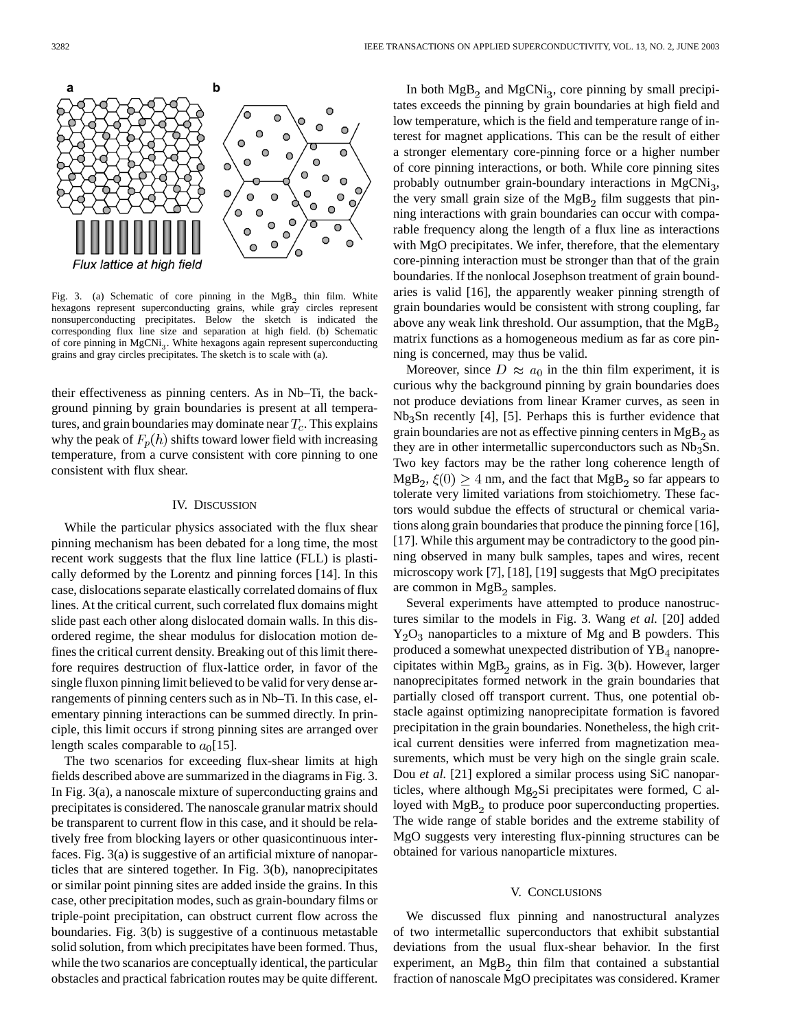Fig. 3. (a) Schematic of core pinning in the $MgB_2$ thin film. White hexagons represent superconducting grains, while gray circles represent nonsuperconducting precipitates. Below the sketch is indicated the corresponding flux line size and separation at high field. (b) Schematic of core pinning in $MgCNi_3$. White hexagons again represent superconducting grains and gray circles precipitates. The sketch is to scale with (a).

their effectiveness as pinning centers. As in Nb–Ti, the background pinning by grain boundaries is present at all temperatures, and grain boundaries may dominate near $T_c$. This explains why the peak of $F_p(h)$ shifts toward lower field with increasing temperature, from a curve consistent with core pinning to one consistent with flux shear.

## IV. Discussion

While the particular physics associated with the flux shear pinning mechanism has been debated for a long time, the most recent work suggests that the flux line lattice (FLL) is plastically deformed by the Lorentz and pinning forces [14]. In this case, dislocations separate elastically correlated domains of flux lines. At the critical current, such correlated flux domains might slide past each other along dislocated domain walls. In this disordered regime, the shear modulus for dislocation motion defines the critical current density. Breaking out of this limit therefore requires destruction of flux-lattice order, in favor of the single fluxon pinning limit believed to be valid for very dense arrangements of pinning centers such as in Nb–Ti. In this case, elementary pinning interactions can be summed directly. In principle, this limit occurs if strong pinning sites are arranged over length scales comparable to $a_0$[15].

The two scenarios for exceeding flux-shear limits at high fields described above are summarized in the diagrams in Fig. 3. In Fig. 3(a), a nanoscale mixture of superconducting grains and precipitates is considered. The nanoscale granular matrix should be transparent to current flow in this case, and it should be relatively free from blocking layers or other quasicontinuous interfaces. Fig. 3(a) is suggestive of an artificial mixture of nanoparticles that are sintered together. In Fig. 3(b), nanoprecipitates or similar point pinning sites are added inside the grains. In this case, other precipitation modes, such as grain-boundary films or triple-point precipitation, can obstruct current flow across the boundaries. Fig. 3(b) is suggestive of a continuous metastable solid solution, from which precipitates have been formed. Thus, while the two scenarios are conceptually identical, the particular obstacles and practical fabrication routes may be quite different.

In both $MgB_2$ and $MgCNi_3$, core pinning by small precipitates exceeds the pinning by grain boundaries at high field and low temperature, which is the field and temperature range of interest for magnet applications. This can be the result of either a stronger elementary core-pinning force or a higher number of core pinning interactions, or both. While core pinning sites probably outnumber grain-boundary interactions in $MgCNi_3$, the very small grain size of the $MgB_2$ film suggests that pinning interactions with grain boundaries can occur with comparable frequency along the length of a flux line as interactions with MgO precipitates. We infer, therefore, that the elementary core-pinning interaction must be stronger than that of the grain boundaries. If the nonlocal Josephson treatment of grain boundaries is valid [16], the apparently weaker pinning strength of grain boundaries would be consistent with strong coupling, far above any weak link threshold. Our assumption, that the $MgB_2$ matrix functions as a homogeneous medium as far as core pinning is concerned, may thus be valid.

Moreover, since $D \approx a_0$ in the thin film experiment, it is curious why the background pinning by grain boundaries does not produce deviations from linear Kramer curves, as seen in $Nb_3Sn$ recently [4], [5]. Perhaps this is further evidence that grain boundaries are not as effective pinning centers in $MgB_2$ as they are in other intermetallic superconductors such as $Nb_3Sn$. Two key factors may be the rather long coherence length of $MgB_2$, $\xi(0) \geq 4$ nm, and the fact that $MgB_2$ so far appears to tolerate very limited variations from stoichiometry. These factors would subdue the effects of structural or chemical variations along grain boundaries that produce the pinning force [16], [17]. While this argument may be contradictory to the good pinning observed in many bulk samples, tapes and wires, recent microscopy work [7], [18], [19] suggests that MgO precipitates are common in $MgB_2$ samples.

Several experiments have attempted to produce nanostructures similar to the models in Fig. 3. Wang *et al.* [20] added $Y_2O_3$ nanoparticles to a mixture of Mg and B powders. This produced a somewhat unexpected distribution of $YB_4$ nanoprecipitates within $MgB_2$ grains, as in Fig. 3(b). However, larger nanoprecipitates formed network in the grain boundaries that partially closed off transport current. Thus, one potential obstacle against optimizing nanoprecipitate formation is favored precipitation in the grain boundaries. Nonetheless, the high critical current densities were inferred from magnetization measurements, which must be very high on the single grain scale. Dou *et al.* [21] explored a similar process using SiC nanoparticles, where although $Mg_2Si$ precipitates were formed, C alloyed with $MgB_2$ to produce poor superconducting properties. The wide range of stable borides and the extreme stability of MgO suggests very interesting flux-pinning structures can be obtained for various nanoparticle mixtures.

## V. Conclusions

We discussed flux pinning and nanostructural analyzes of two intermetallic superconductors that exhibit substantial deviations from the usual flux-shear behavior. In the first experiment, an $MgB_2$ thin film that contained a substantial fraction of nanoscale MgO precipitates was considered. Kramer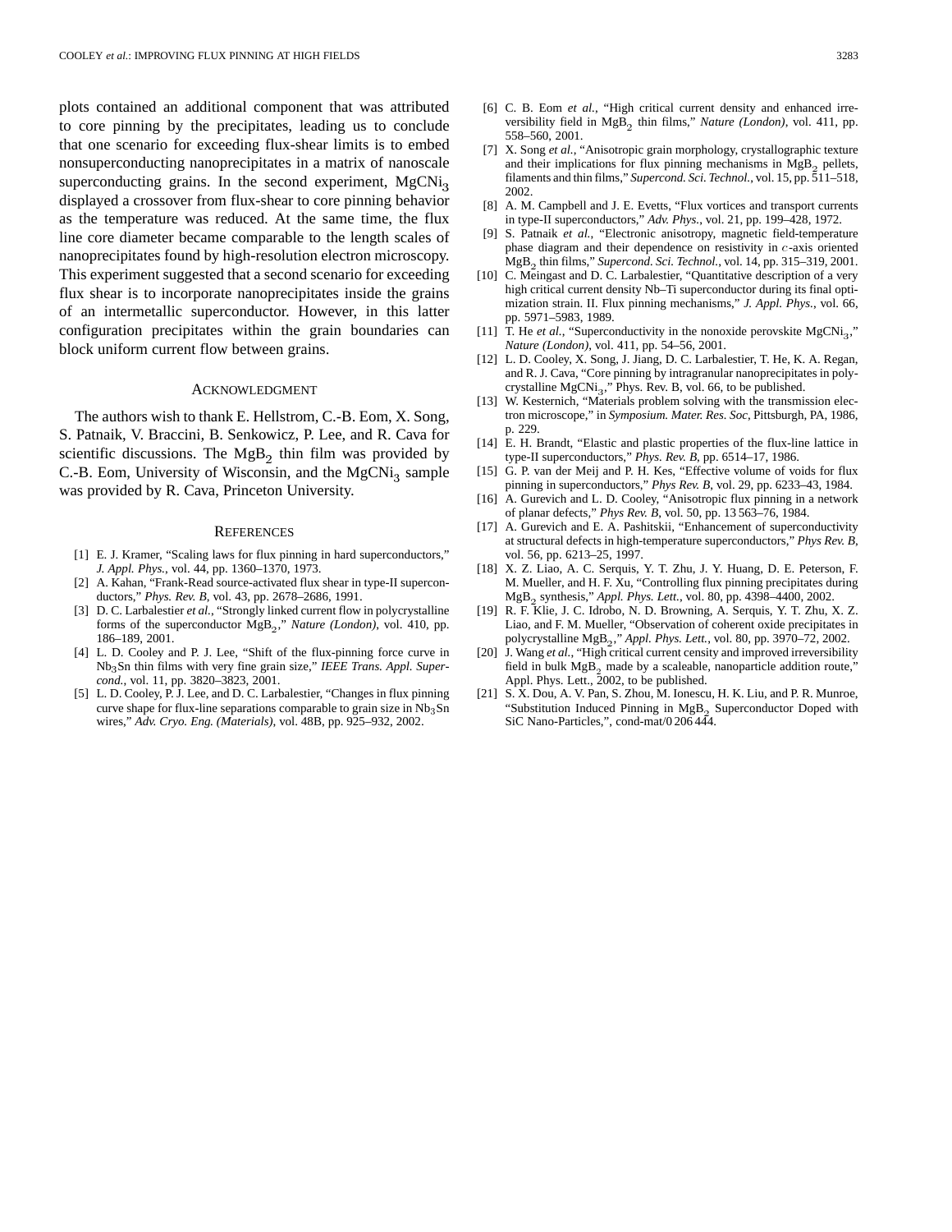plots contained an additional component that was attributed to core pinning by the precipitates, leading us to conclude that one scenario for exceeding flux-shear limits is to embed nonsuperconducting nanoprecipitates in a matrix of nanoscale superconducting grains. In the second experiment, $MgCNi_3$ displayed a crossover from flux-shear to core pinning behavior as the temperature was reduced. At the same time, the flux line core diameter became comparable to the length scales of nanoprecipitates found by high-resolution electron microscopy. This experiment suggested that a second scenario for exceeding flux shear is to incorporate nanoprecipitates inside the grains of an intermetallic superconductor. However, in this latter configuration precipitates within the grain boundaries can block uniform current flow between grains.

## Acknowledgment

The authors wish to thank E. Hellstrom, C.-B. Eom, X. Song, S. Patnaik, V. Braccini, B. Senkowicz, P. Lee, and R. Cava for scientific discussions. The $MgB_2$ thin film was provided by C.-B. Eom, University of Wisconsin, and the $MgCNi_3$ sample was provided by R. Cava, Princeton University.

## References

[1] E. J. Kramer, "Scaling laws for flux pinning in hard superconductors," *J. Appl. Phys.*, vol. 44, pp. 1360–1370, 1973.

[2] A. Kahan, "Frank-Read source-activated flux shear in type-II superconductors," *Phys. Rev. B*, vol. 43, pp. 2678–2686, 1991.

[3] D. C. Larbalestier *et al.*, "Strongly linked current flow in polycrystalline forms of the superconductor $MgB_2$," *Nature (London)*, vol. 410, pp. 186–189, 2001.

[4] L. D. Cooley and P. J. Lee, "Shift of the flux-pinning force curve in $Nb_3Sn$ thin films with very fine grain size," *IEEE Trans. Appl. Supercond.*, vol. 11, pp. 3820–3823, 2001.

[5] L. D. Cooley, P. J. Lee, and D. C. Larbalestier, "Changes in flux pinning curve shape for flux-line separations comparable to grain size in $Nb_3Sn$ wires," *Adv. Cryo. Eng. (Materials)*, vol. 48B, pp. 925–932, 2002.

[6] C. B. Eom *et al.*, "High critical current density and enhanced irreversibility field in $MgB_2$ thin films," *Nature (London)*, vol. 411, pp. 558–560, 2001.

[7] X. Song *et al.*, "Anisotropic grain morphology, crystallographic texture and their implications for flux pinning mechanisms in $MgB_2$ pellets, filaments and thin films," *Supercond. Sci. Technol.*, vol. 15, pp. 511–518, 2002.

[8] A. M. Campbell and J. E. Evetts, "Flux vortices and transport currents in type-II superconductors," *Adv. Phys.*, vol. 21, pp. 199–428, 1972.

[9] S. Patnaik *et al.*, "Electronic anisotropy, magnetic field-temperature phase diagram and their dependence on resistivity in $c$-axis oriented $MgB_2$ thin films," *Supercond. Sci. Technol.*, vol. 14, pp. 315–319, 2001.

[10] C. Meingast and D. C. Larbalestier, "Quantitative description of a very high critical current density Nb–Ti superconductor during its final optimization strain. II. Flux pinning mechanisms," *J. Appl. Phys.*, vol. 66, pp. 5971–5983, 1989.

[11] T. He *et al.*, "Superconductivity in the nonoxide perovskite $MgCNi_3$," *Nature (London)*, vol. 411, pp. 54–56, 2001.

[12] L. D. Cooley, X. Song, J. Jiang, D. C. Larbalestier, T. He, K. A. Regan, and R. J. Cava, "Core pinning by intragranular nanoprecipitates in polycrystalline $MgCNi_3$," Phys. Rev. B, vol. 66, to be published.

[13] W. Kesternich, "Materials problem solving with the transmission electron microscope," in *Symposium. Mater. Res. Soc*, Pittsburgh, PA, 1986, p. 229.

[14] E. H. Brandt, "Elastic and plastic properties of the flux-line lattice in type-II superconductors," *Phys. Rev. B*, pp. 6514–17, 1986.

[15] G. P. van der Meij and P. H. Kes, "Effective volume of voids for flux pinning in superconductors," *Phys Rev. B*, vol. 29, pp. 6233–43, 1984.

[16] A. Gurevich and L. D. Cooley, "Anisotropic flux pinning in a network of planar defects," *Phys Rev. B*, vol. 50, pp. 13 563–76, 1984.

[17] A. Gurevich and E. A. Pashitskii, "Enhancement of superconductivity at structural defects in high-temperature superconductors," *Phys Rev. B*, vol. 56, pp. 6213–25, 1997.

[18] X. Z. Liao, A. C. Serquis, Y. T. Zhu, J. Y. Huang, D. E. Peterson, F. M. Mueller, and H. F. Xu, "Controlling flux pinning precipitates during $MgB_2$ synthesis," *Appl. Phys. Lett.*, vol. 80, pp. 4398–4400, 2002.

[19] R. F. Klie, J. C. Idrobo, N. D. Browning, A. Serquis, Y. T. Zhu, X. Z. Liao, and F. M. Mueller, "Observation of coherent oxide precipitates in polycrystalline $MgB_2$," *Appl. Phys. Lett.*, vol. 80, pp. 3970–72, 2002.

[20] J. Wang *et al.*, "High critical current censity and improved irreversibility field in bulk $MgB_2$ made by a scaleable, nanoparticle addition route," Appl. Phys. Lett., 2002, to be published.

[21] S. X. Dou, A. V. Pan, S. Zhou, M. Ionescu, H. K. Liu, and P. R. Munroe, "Substitution Induced Pinning in $MgB_2$ Superconductor Doped with SiC Nano-Particles,", cond-mat/0 206 444.